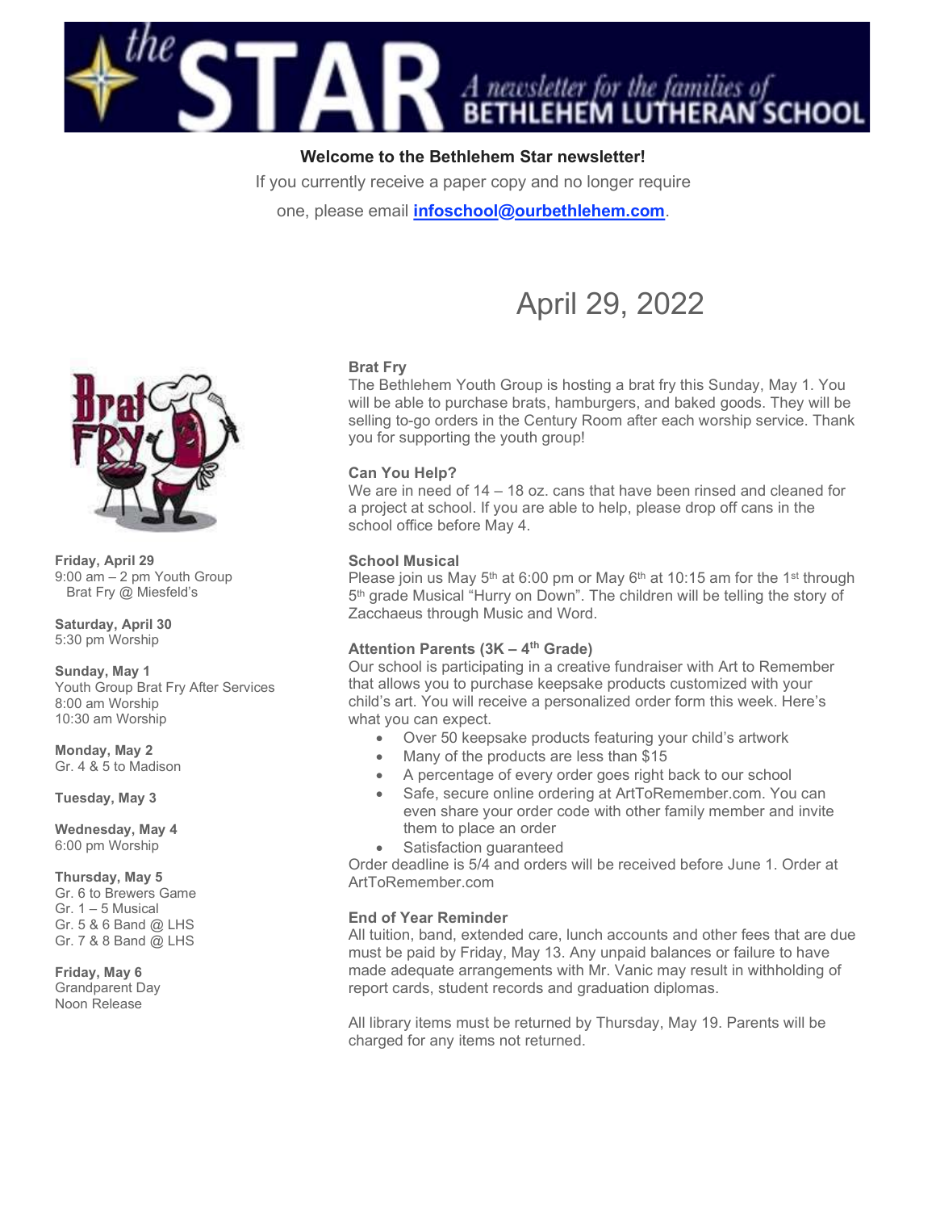# the STAR — A newsletter for the families of BETHLEHEM LUTHERAN SCHOOL

**Welcome to the Bethlehem Star newsletter!**

If you currently receive a paper copy and no longer require one, please email **infoschool@ourbethlehem.com**.

## April 29, 2022

**Friday, April 29**
9:00 am – 2 pm Youth Group Brat Fry @ Miesfeld's

**Saturday, April 30**
5:30 pm Worship

**Sunday, May 1**
Youth Group Brat Fry After Services
8:00 am Worship
10:30 am Worship

**Monday, May 2**
Gr. 4 & 5 to Madison

**Tuesday, May 3**

**Wednesday, May 4**
6:00 pm Worship

**Thursday, May 5**
Gr. 6 to Brewers Game
Gr. 1 – 5 Musical
Gr. 5 & 6 Band @ LHS
Gr. 7 & 8 Band @ LHS

**Friday, May 6**
Grandparent Day
Noon Release

### Brat Fry

The Bethlehem Youth Group is hosting a brat fry this Sunday, May 1. You will be able to purchase brats, hamburgers, and baked goods. They will be selling to-go orders in the Century Room after each worship service. Thank you for supporting the youth group!

### Can You Help?

We are in need of 14 – 18 oz. cans that have been rinsed and cleaned for a project at school. If you are able to help, please drop off cans in the school office before May 4.

### School Musical

Please join us May 5th at 6:00 pm or May 6th at 10:15 am for the 1st through 5th grade Musical "Hurry on Down". The children will be telling the story of Zacchaeus through Music and Word.

### Attention Parents (3K – 4th Grade)

Our school is participating in a creative fundraiser with Art to Remember that allows you to purchase keepsake products customized with your child's art. You will receive a personalized order form this week. Here's what you can expect.

- Over 50 keepsake products featuring your child's artwork
- Many of the products are less than $15
- A percentage of every order goes right back to our school
- Safe, secure online ordering at ArtToRemember.com. You can even share your order code with other family member and invite them to place an order
- Satisfaction guaranteed

Order deadline is 5/4 and orders will be received before June 1. Order at ArtToRemember.com

### End of Year Reminder

All tuition, band, extended care, lunch accounts and other fees that are due must be paid by Friday, May 13. Any unpaid balances or failure to have made adequate arrangements with Mr. Vanic may result in withholding of report cards, student records and graduation diplomas.

All library items must be returned by Thursday, May 19. Parents will be charged for any items not returned.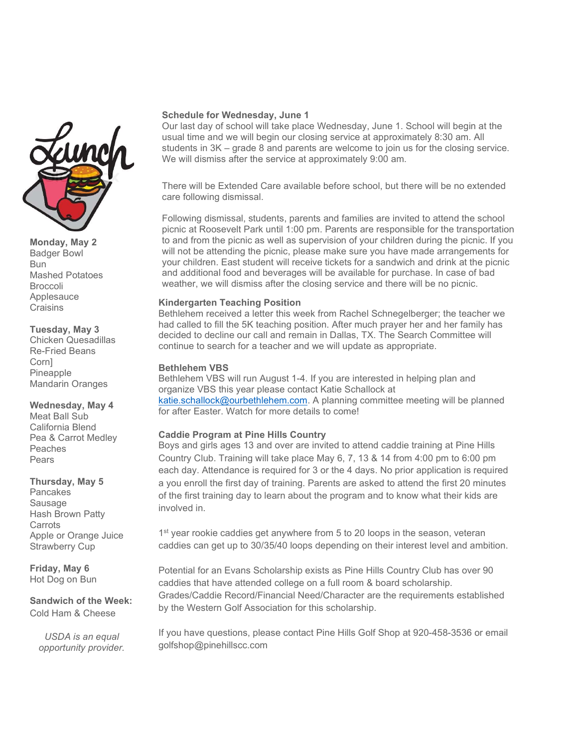Lunch

**Monday, May 2**
Badger Bowl
Bun
Mashed Potatoes
Broccoli
Applesauce
Craisins

**Tuesday, May 3**
Chicken Quesadillas
Re-Fried Beans
Corn]
Pineapple
Mandarin Oranges

**Wednesday, May 4**
Meat Ball Sub
California Blend
Pea & Carrot Medley
Peaches
Pears

**Thursday, May 5**
Pancakes
Sausage
Hash Brown Patty
Carrots
Apple or Orange Juice
Strawberry Cup

**Friday, May 6**
Hot Dog on Bun

**Sandwich of the Week:**
Cold Ham & Cheese

*USDA is an equal opportunity provider.*

**Schedule for Wednesday, June 1**

Our last day of school will take place Wednesday, June 1. School will begin at the usual time and we will begin our closing service at approximately 8:30 am. All students in 3K – grade 8 and parents are welcome to join us for the closing service. We will dismiss after the service at approximately 9:00 am.

There will be Extended Care available before school, but there will be no extended care following dismissal.

Following dismissal, students, parents and families are invited to attend the school picnic at Roosevelt Park until 1:00 pm. Parents are responsible for the transportation to and from the picnic as well as supervision of your children during the picnic. If you will not be attending the picnic, please make sure you have made arrangements for your children. East student will receive tickets for a sandwich and drink at the picnic and additional food and beverages will be available for purchase. In case of bad weather, we will dismiss after the closing service and there will be no picnic.

**Kindergarten Teaching Position**

Bethlehem received a letter this week from Rachel Schnegelberger; the teacher we had called to fill the 5K teaching position. After much prayer her and her family has decided to decline our call and remain in Dallas, TX. The Search Committee will continue to search for a teacher and we will update as appropriate.

**Bethlehem VBS**

Bethlehem VBS will run August 1-4. If you are interested in helping plan and organize VBS this year please contact Katie Schallock at katie.schallock@ourbethlehem.com. A planning committee meeting will be planned for after Easter. Watch for more details to come!

**Caddie Program at Pine Hills Country**

Boys and girls ages 13 and over are invited to attend caddie training at Pine Hills Country Club. Training will take place May 6, 7, 13 & 14 from 4:00 pm to 6:00 pm each day. Attendance is required for 3 or the 4 days. No prior application is required a you enroll the first day of training. Parents are asked to attend the first 20 minutes of the first training day to learn about the program and to know what their kids are involved in.

1st year rookie caddies get anywhere from 5 to 20 loops in the season, veteran caddies can get up to 30/35/40 loops depending on their interest level and ambition.

Potential for an Evans Scholarship exists as Pine Hills Country Club has over 90 caddies that have attended college on a full room & board scholarship. Grades/Caddie Record/Financial Need/Character are the requirements established by the Western Golf Association for this scholarship.

If you have questions, please contact Pine Hills Golf Shop at 920-458-3536 or email golfshop@pinehillscc.com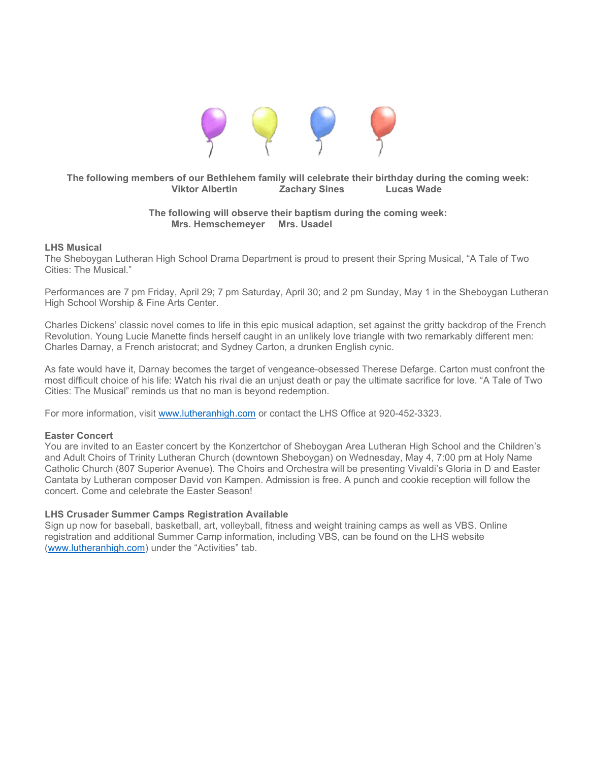**The following members of our Bethlehem family will celebrate their birthday during the coming week:**
**Viktor Albertin Zachary Sines Lucas Wade**

**The following will observe their baptism during the coming week:**
**Mrs. Hemschemeyer Mrs. Usadel**

**LHS Musical**
The Sheboygan Lutheran High School Drama Department is proud to present their Spring Musical, "A Tale of Two Cities: The Musical."

Performances are 7 pm Friday, April 29; 7 pm Saturday, April 30; and 2 pm Sunday, May 1 in the Sheboygan Lutheran High School Worship & Fine Arts Center.

Charles Dickens' classic novel comes to life in this epic musical adaption, set against the gritty backdrop of the French Revolution. Young Lucie Manette finds herself caught in an unlikely love triangle with two remarkably different men: Charles Darnay, a French aristocrat; and Sydney Carton, a drunken English cynic.

As fate would have it, Darnay becomes the target of vengeance-obsessed Therese Defarge. Carton must confront the most difficult choice of his life: Watch his rival die an unjust death or pay the ultimate sacrifice for love. "A Tale of Two Cities: The Musical" reminds us that no man is beyond redemption.

For more information, visit www.lutheranhigh.com or contact the LHS Office at 920-452-3323.

**Easter Concert**
You are invited to an Easter concert by the Konzertchor of Sheboygan Area Lutheran High School and the Children's and Adult Choirs of Trinity Lutheran Church (downtown Sheboygan) on Wednesday, May 4, 7:00 pm at Holy Name Catholic Church (807 Superior Avenue). The Choirs and Orchestra will be presenting Vivaldi's Gloria in D and Easter Cantata by Lutheran composer David von Kampen. Admission is free. A punch and cookie reception will follow the concert. Come and celebrate the Easter Season!

**LHS Crusader Summer Camps Registration Available**
Sign up now for baseball, basketball, art, volleyball, fitness and weight training camps as well as VBS. Online registration and additional Summer Camp information, including VBS, can be found on the LHS website (www.lutheranhigh.com) under the "Activities" tab.